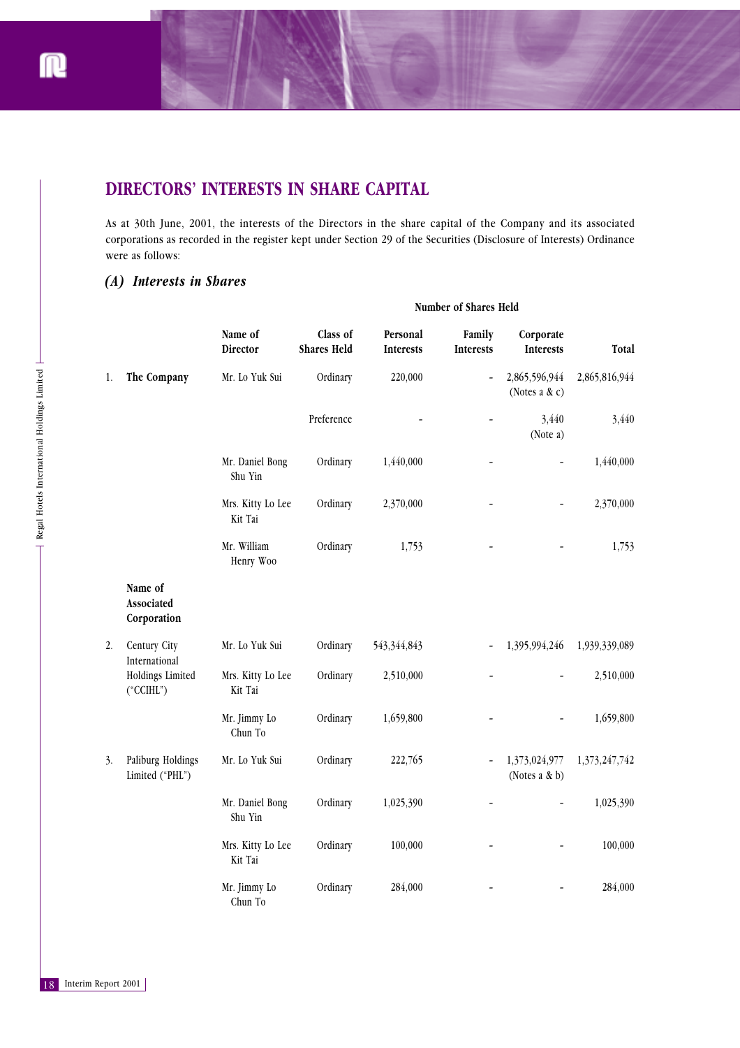## DIRECTORS' INTERESTS IN SHARE CAPITAL

As at 30th June, 2001, the interests of the Directors in the share capital of the Company and its associated corporations as recorded in the register kept under Section 29 of the Securities (Disclosure of Interests) Ordinance were as follows:

### *(A) Interests in Shares*

| | | | | Number of Shares Held | | | |
|---|---|---|---|---|---|---|---|
| | | Name of Director | Class of Shares Held | Personal Interests | Family Interests | Corporate Interests | Total |
| 1. | **The Company** | Mr. Lo Yuk Sui | Ordinary | 220,000 | - | 2,865,596,944 (Notes a & c) | 2,865,816,944 |
| | | | Preference | - | - | 3,440 (Note a) | 3,440 |
| | | Mr. Daniel Bong Shu Yin | Ordinary | 1,440,000 | - | - | 1,440,000 |
| | | Mrs. Kitty Lo Lee Kit Tai | Ordinary | 2,370,000 | - | - | 2,370,000 |
| | | Mr. William Henry Woo | Ordinary | 1,753 | - | - | 1,753 |
| | **Name of Associated Corporation** | | | | | | |
| 2. | Century City International Holdings Limited ("CCIHL") | Mr. Lo Yuk Sui | Ordinary | 543,344,843 | - | 1,395,994,246 | 1,939,339,089 |
| | | Mrs. Kitty Lo Lee Kit Tai | Ordinary | 2,510,000 | - | - | 2,510,000 |
| | | Mr. Jimmy Lo Chun To | Ordinary | 1,659,800 | - | - | 1,659,800 |
| 3. | Paliburg Holdings Limited ("PHL") | Mr. Lo Yuk Sui | Ordinary | 222,765 | - | 1,373,024,977 (Notes a & b) | 1,373,247,742 |
| | | Mr. Daniel Bong Shu Yin | Ordinary | 1,025,390 | - | - | 1,025,390 |
| | | Mrs. Kitty Lo Lee Kit Tai | Ordinary | 100,000 | - | - | 100,000 |
| | | Mr. Jimmy Lo Chun To | Ordinary | 284,000 | - | - | 284,000 |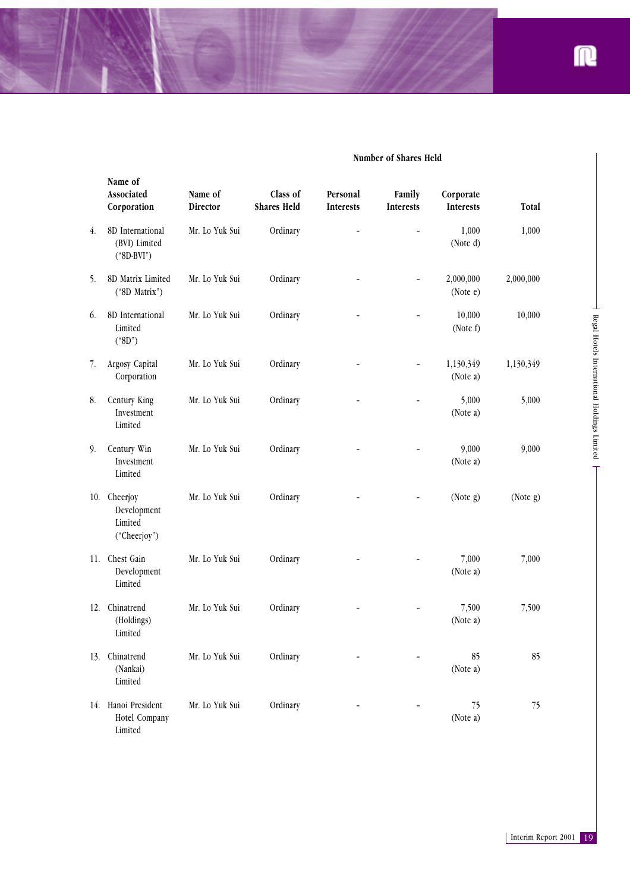| | Name of Associated Corporation | Name of Director | Class of Shares Held | Number of Shares Held | | | |
|---|---|---|---|---|---|---|---|
| | | | | Personal Interests | Family Interests | Corporate Interests | Total |
| 4. | 8D International (BVI) Limited ("8D-BVI") | Mr. Lo Yuk Sui | Ordinary | - | - | 1,000 (Note d) | 1,000 |
| 5. | 8D Matrix Limited ("8D Matrix") | Mr. Lo Yuk Sui | Ordinary | - | - | 2,000,000 (Note e) | 2,000,000 |
| 6. | 8D International Limited ("8D") | Mr. Lo Yuk Sui | Ordinary | - | - | 10,000 (Note f) | 10,000 |
| 7. | Argosy Capital Corporation | Mr. Lo Yuk Sui | Ordinary | - | - | 1,130,349 (Note a) | 1,130,349 |
| 8. | Century King Investment Limited | Mr. Lo Yuk Sui | Ordinary | - | - | 5,000 (Note a) | 5,000 |
| 9. | Century Win Investment Limited | Mr. Lo Yuk Sui | Ordinary | - | - | 9,000 (Note a) | 9,000 |
| 10. | Cheerjoy Development Limited ("Cheerjoy") | Mr. Lo Yuk Sui | Ordinary | - | - | (Note g) | (Note g) |
| 11. | Chest Gain Development Limited | Mr. Lo Yuk Sui | Ordinary | - | - | 7,000 (Note a) | 7,000 |
| 12. | Chinatrend (Holdings) Limited | Mr. Lo Yuk Sui | Ordinary | - | - | 7,500 (Note a) | 7,500 |
| 13. | Chinatrend (Nankai) Limited | Mr. Lo Yuk Sui | Ordinary | - | - | 85 (Note a) | 85 |
| 14. | Hanoi President Hotel Company Limited | Mr. Lo Yuk Sui | Ordinary | - | - | 75 (Note a) | 75 |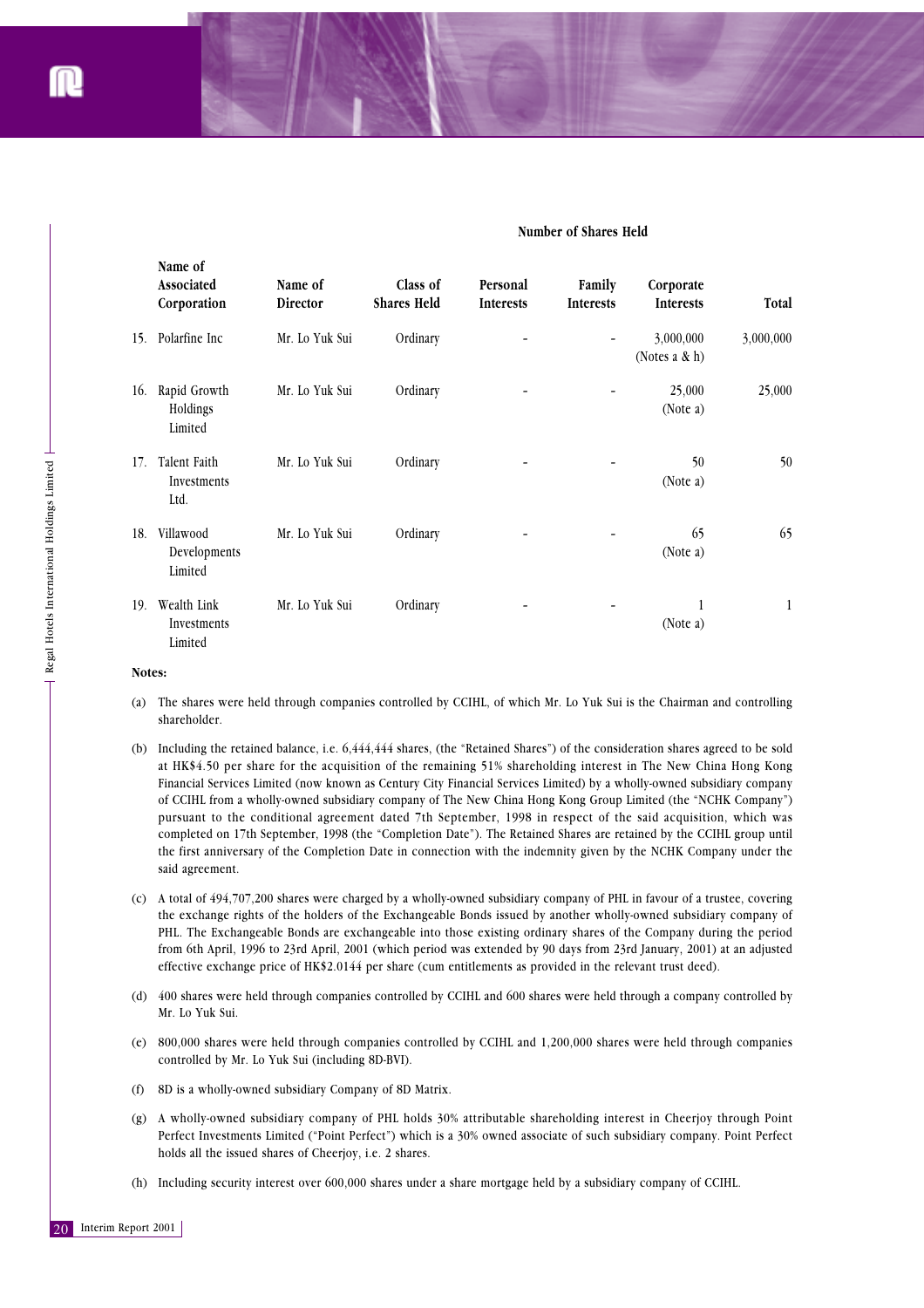| | Name of Associated Corporation | Name of Director | Class of Shares Held | Number of Shares Held | | | |
|---|---|---|---|---|---|---|---|
| | | | | Personal Interests | Family Interests | Corporate Interests | Total |
| 15. | Polarfine Inc | Mr. Lo Yuk Sui | Ordinary | - | - | 3,000,000 (Notes a & h) | 3,000,000 |
| 16. | Rapid Growth Holdings Limited | Mr. Lo Yuk Sui | Ordinary | - | - | 25,000 (Note a) | 25,000 |
| 17. | Talent Faith Investments Ltd. | Mr. Lo Yuk Sui | Ordinary | - | - | 50 (Note a) | 50 |
| 18. | Villawood Developments Limited | Mr. Lo Yuk Sui | Ordinary | - | - | 65 (Note a) | 65 |
| 19. | Wealth Link Investments Limited | Mr. Lo Yuk Sui | Ordinary | - | - | 1 (Note a) | 1 |

**Notes:**

(a) The shares were held through companies controlled by CCIHL, of which Mr. Lo Yuk Sui is the Chairman and controlling shareholder.

(b) Including the retained balance, i.e. 6,444,444 shares, (the "Retained Shares") of the consideration shares agreed to be sold at HK$4.50 per share for the acquisition of the remaining 51% shareholding interest in The New China Hong Kong Financial Services Limited (now known as Century City Financial Services Limited) by a wholly-owned subsidiary company of CCIHL from a wholly-owned subsidiary company of The New China Hong Kong Group Limited (the "NCHK Company") pursuant to the conditional agreement dated 7th September, 1998 in respect of the said acquisition, which was completed on 17th September, 1998 (the "Completion Date"). The Retained Shares are retained by the CCIHL group until the first anniversary of the Completion Date in connection with the indemnity given by the NCHK Company under the said agreement.

(c) A total of 494,707,200 shares were charged by a wholly-owned subsidiary company of PHL in favour of a trustee, covering the exchange rights of the holders of the Exchangeable Bonds issued by another wholly-owned subsidiary company of PHL. The Exchangeable Bonds are exchangeable into those existing ordinary shares of the Company during the period from 6th April, 1996 to 23rd April, 2001 (which period was extended by 90 days from 23rd January, 2001) at an adjusted effective exchange price of HK$2.0144 per share (cum entitlements as provided in the relevant trust deed).

(d) 400 shares were held through companies controlled by CCIHL and 600 shares were held through a company controlled by Mr. Lo Yuk Sui.

(e) 800,000 shares were held through companies controlled by CCIHL and 1,200,000 shares were held through companies controlled by Mr. Lo Yuk Sui (including 8D-BVI).

(f) 8D is a wholly-owned subsidiary Company of 8D Matrix.

(g) A wholly-owned subsidiary company of PHL holds 30% attributable shareholding interest in Cheerjoy through Point Perfect Investments Limited ("Point Perfect") which is a 30% owned associate of such subsidiary company. Point Perfect holds all the issued shares of Cheerjoy, i.e. 2 shares.

(h) Including security interest over 600,000 shares under a share mortgage held by a subsidiary company of CCIHL.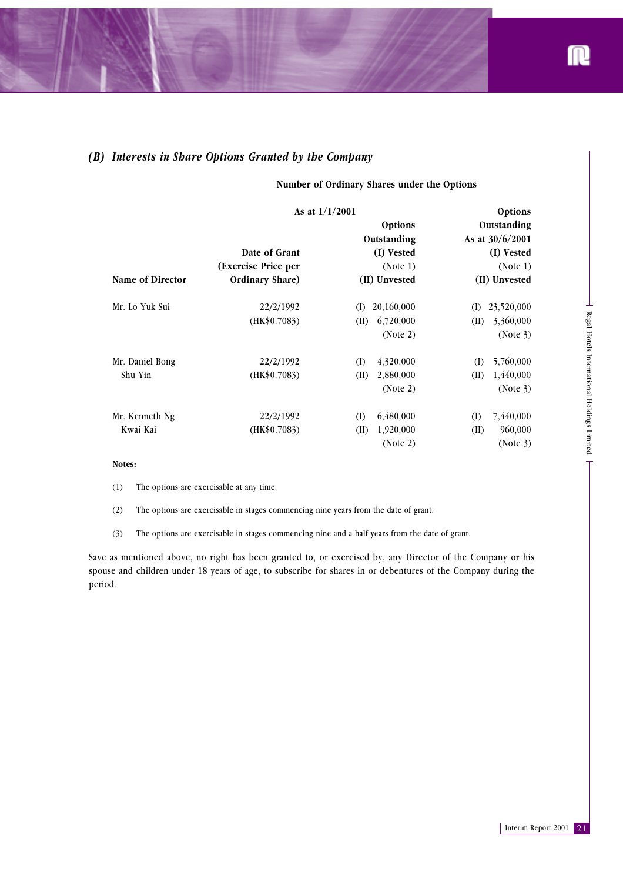### *(B) Interests in Share Options Granted by the Company*

| | | Number of Ordinary Shares under the Options | |
|---|---|---|---|
| | | As at 1/1/2001 | |
| **Name of Director** | **Date of Grant (Exercise Price per Ordinary Share)** | **Options Outstanding (I) Vested (Note 1) (II) Unvested** | **Options Outstanding As at 30/6/2001 (I) Vested (Note 1) (II) Unvested** |
| Mr. Lo Yuk Sui | 22/2/1992 (HK$0.7083) | (I) 20,160,000<br>(II) 6,720,000<br>(Note 2) | (I) 23,520,000<br>(II) 3,360,000<br>(Note 3) |
| Mr. Daniel Bong Shu Yin | 22/2/1992 (HK$0.7083) | (I) 4,320,000<br>(II) 2,880,000<br>(Note 2) | (I) 5,760,000<br>(II) 1,440,000<br>(Note 3) |
| Mr. Kenneth Ng Kwai Kai | 22/2/1992 (HK$0.7083) | (I) 6,480,000<br>(II) 1,920,000<br>(Note 2) | (I) 7,440,000<br>(II) 960,000<br>(Note 3) |

**Notes:**

(1) The options are exercisable at any time.

(2) The options are exercisable in stages commencing nine years from the date of grant.

(3) The options are exercisable in stages commencing nine and a half years from the date of grant.

Save as mentioned above, no right has been granted to, or exercised by, any Director of the Company or his spouse and children under 18 years of age, to subscribe for shares in or debentures of the Company during the period.